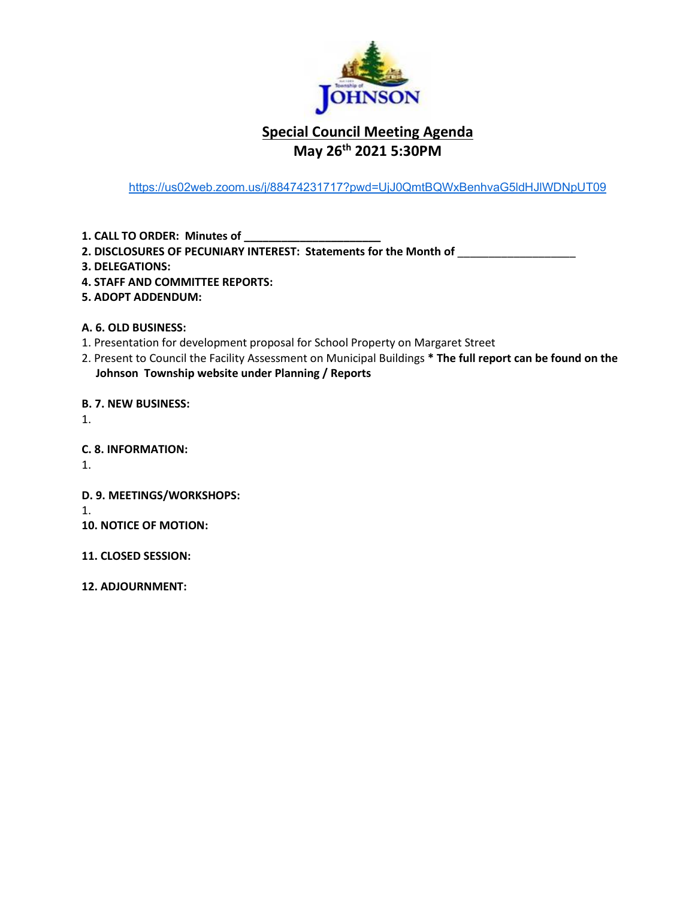# Special Council Meeting Agenda

## May 26th 2021 5:30PM

https://us02web.zoom.us/j/88474231717?pwd=UjJ0QmtBQWxBenhvaG5ldHJlWDNpUT09

**1. CALL TO ORDER: Minutes of ______________________**

**2. DISCLOSURES OF PECUNIARY INTEREST: Statements for the Month of** ___________________

**3. DELEGATIONS:**

**4. STAFF AND COMMITTEE REPORTS:**

**5. ADOPT ADDENDUM:**

**A. 6. OLD BUSINESS:**

1. Presentation for development proposal for School Property on Margaret Street
2. Present to Council the Facility Assessment on Municipal Buildings **\* The full report can be found on the Johnson Township website under Planning / Reports**

**B. 7. NEW BUSINESS:**

1.

**C. 8. INFORMATION:**

1.

**D. 9. MEETINGS/WORKSHOPS:**

1.

**10. NOTICE OF MOTION:**

**11. CLOSED SESSION:**

**12. ADJOURNMENT:**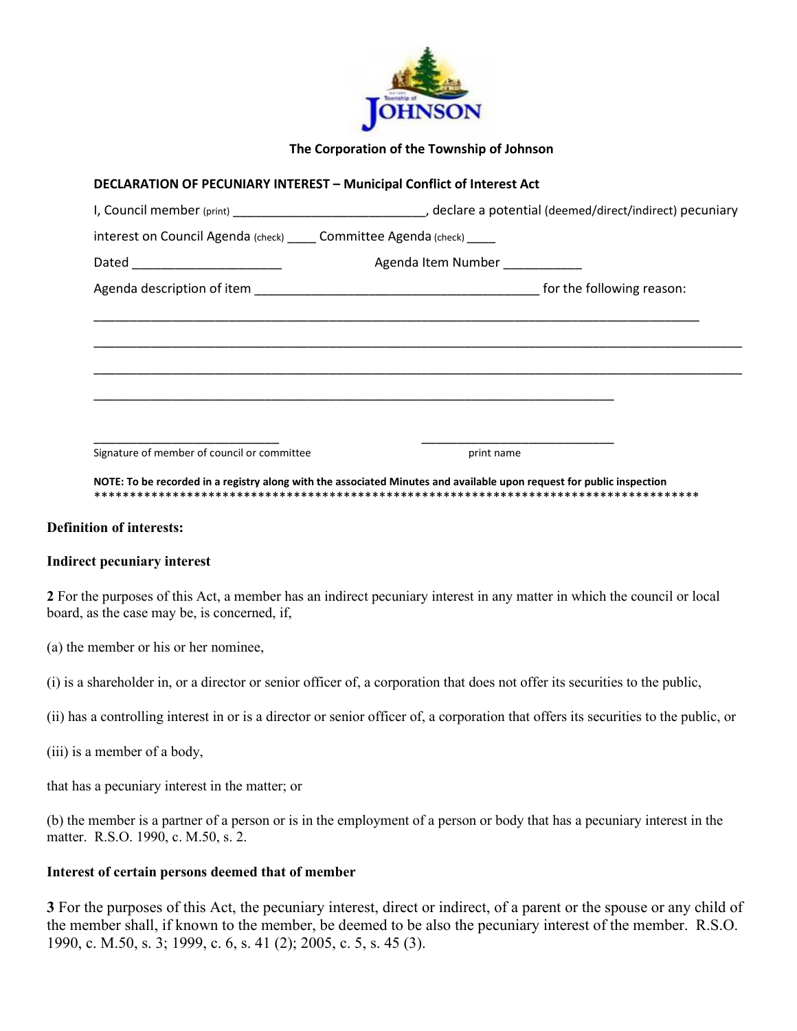**The Corporation of the Township of Johnson**

**DECLARATION OF PECUNIARY INTEREST – Municipal Conflict of Interest Act**

I, Council member (print) ___________________________, declare a potential (deemed/direct/indirect) pecuniary interest on Council Agenda (check) ____ Committee Agenda (check) ____

Dated _____________________ Agenda Item Number ___________

Agenda description of item ________________________________________ for the following reason:

_______________________________________________________________________________________

_______________________________________________________________________________________

_______________________________________________________________________________________

___________________________________________________________________________

___________________________ ____________________________

Signature of member of council or committee print name

**NOTE: To be recorded in a registry along with the associated Minutes and available upon request for public inspection**

******************************************************************************************

**Definition of interests:**

**Indirect pecuniary interest**

**2** For the purposes of this Act, a member has an indirect pecuniary interest in any matter in which the council or local board, as the case may be, is concerned, if,

(a) the member or his or her nominee,

(i) is a shareholder in, or a director or senior officer of, a corporation that does not offer its securities to the public,

(ii) has a controlling interest in or is a director or senior officer of, a corporation that offers its securities to the public, or

(iii) is a member of a body,

that has a pecuniary interest in the matter; or

(b) the member is a partner of a person or is in the employment of a person or body that has a pecuniary interest in the matter. R.S.O. 1990, c. M.50, s. 2.

**Interest of certain persons deemed that of member**

**3** For the purposes of this Act, the pecuniary interest, direct or indirect, of a parent or the spouse or any child of the member shall, if known to the member, be deemed to be also the pecuniary interest of the member. R.S.O. 1990, c. M.50, s. 3; 1999, c. 6, s. 41 (2); 2005, c. 5, s. 45 (3).